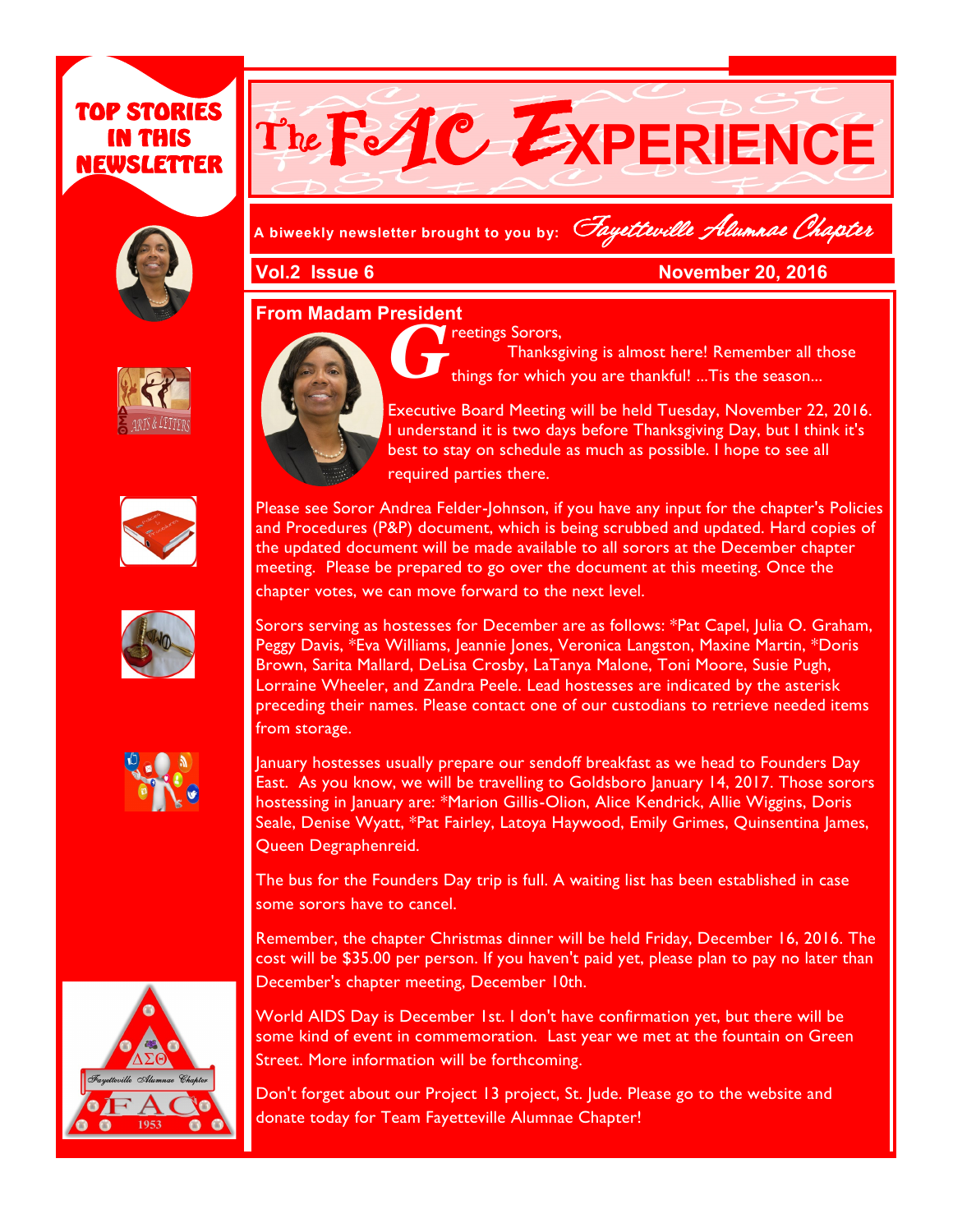# The FAC EXPERIENCE

A biweekly newsletter brought to you by: *Fayetteville Alumnae Chapter*

**Vol.2 Issue 6** **November 20, 2016**

**TOP STORIES IN THIS NEWSLETTER**

## From Madam President

Greetings Sorors,

Thanksgiving is almost here! Remember all those things for which you are thankful! ...Tis the season...

Executive Board Meeting will be held Tuesday, November 22, 2016. I understand it is two days before Thanksgiving Day, but I think it's best to stay on schedule as much as possible. I hope to see all required parties there.

Please see Soror Andrea Felder-Johnson, if you have any input for the chapter's Policies and Procedures (P&P) document, which is being scrubbed and updated. Hard copies of the updated document will be made available to all sorors at the December chapter meeting. Please be prepared to go over the document at this meeting. Once the chapter votes, we can move forward to the next level.

Sorors serving as hostesses for December are as follows: *Pat Capel, Julia O. Graham, Peggy Davis, *Eva Williams, Jeannie Jones, Veronica Langston, Maxine Martin, *Doris Brown, Sarita Mallard, DeLisa Crosby, LaTanya Malone, Toni Moore, Susie Pugh, Lorraine Wheeler, and Zandra Peele. Lead hostesses are indicated by the asterisk preceding their names. Please contact one of our custodians to retrieve needed items from storage.

January hostesses usually prepare our sendoff breakfast as we head to Founders Day East. As you know, we will be travelling to Goldsboro January 14, 2017. Those sorors hostessing in January are: *Marion Gillis-Olion, Alice Kendrick, Allie Wiggins, Doris Seale, Denise Wyatt, *Pat Fairley, Latoya Haywood, Emily Grimes, Quinsentina James, Queen Degraphenreid.

The bus for the Founders Day trip is full. A waiting list has been established in case some sorors have to cancel.

Remember, the chapter Christmas dinner will be held Friday, December 16, 2016. The cost will be $35.00 per person. If you haven't paid yet, please plan to pay no later than December's chapter meeting, December 10th.

World AIDS Day is December 1st. I don't have confirmation yet, but there will be some kind of event in commemoration. Last year we met at the fountain on Green Street. More information will be forthcoming.

Don't forget about our Project 13 project, St. Jude. Please go to the website and donate today for Team Fayetteville Alumnae Chapter!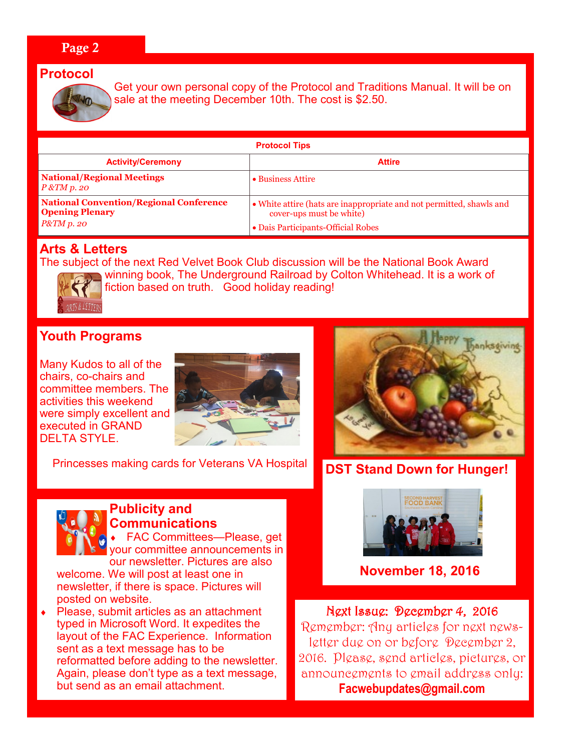## Protocol

Get your own personal copy of the Protocol and Traditions Manual. It will be on sale at the meeting December 10th. The cost is $2.50.

| Protocol Tips | |
|---|---|
| **Activity/Ceremony** | **Attire** |
| **National/Regional Meetings** *P &TM p. 20* | • Business Attire |
| **National Convention/Regional Conference Opening Plenary** *P&TM p. 20* | • White attire (hats are inappropriate and not permitted, shawls and cover-ups must be white) • Dais Participants-Official Robes |

## Arts & Letters

The subject of the next Red Velvet Book Club discussion will be the National Book Award winning book, The Underground Railroad by Colton Whitehead. It is a work of fiction based on truth. Good holiday reading!

## Youth Programs

Many Kudos to all of the chairs, co-chairs and committee members. The activities this weekend were simply excellent and executed in GRAND DELTA STYLE.

Princesses making cards for Veterans VA Hospital

## DST Stand Down for Hunger!

November 18, 2016

## Publicity and Communications

- FAC Committees—Please, get your committee announcements in our newsletter. Pictures are also welcome. We will post at least one in newsletter, if there is space. Pictures will posted on website.
- Please, submit articles as an attachment typed in Microsoft Word. It expedites the layout of the FAC Experience. Information sent as a text message has to be reformatted before adding to the newsletter. Again, please don't type as a text message, but send as an email attachment.

**Next Issue: December 4, 2016**

Remember: Any articles for next newsletter due on or before December 2, 2016. Please, send articles, pictures, or announcements to email address only:

**Facwebupdates@gmail.com**